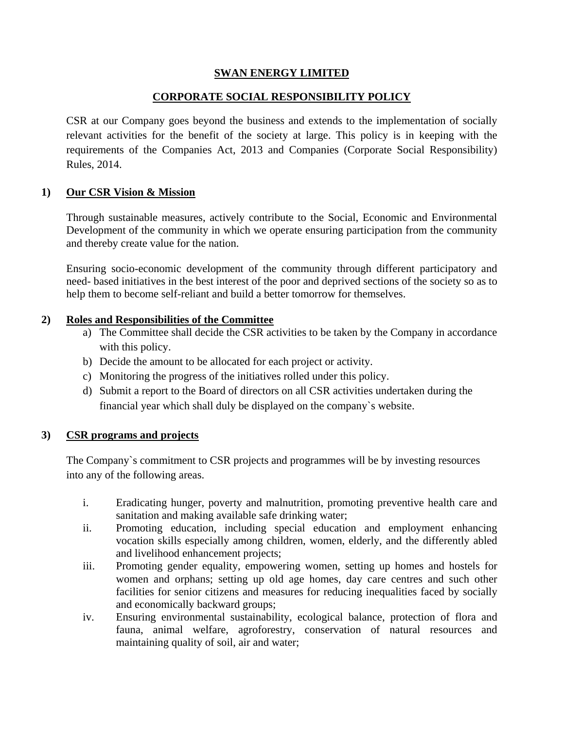# SWAN ENERGY LIMITED

## CORPORATE SOCIAL RESPONSIBILITY POLICY

CSR at our Company goes beyond the business and extends to the implementation of socially relevant activities for the benefit of the society at large. This policy is in keeping with the requirements of the Companies Act, 2013 and Companies (Corporate Social Responsibility) Rules, 2014.

### 1) Our CSR Vision & Mission

Through sustainable measures, actively contribute to the Social, Economic and Environmental Development of the community in which we operate ensuring participation from the community and thereby create value for the nation.

Ensuring socio-economic development of the community through different participatory and need- based initiatives in the best interest of the poor and deprived sections of the society so as to help them to become self-reliant and build a better tomorrow for themselves.

### 2) Roles and Responsibilities of the Committee

a) The Committee shall decide the CSR activities to be taken by the Company in accordance with this policy.

b) Decide the amount to be allocated for each project or activity.

c) Monitoring the progress of the initiatives rolled under this policy.

d) Submit a report to the Board of directors on all CSR activities undertaken during the financial year which shall duly be displayed on the company`s website.

### 3) CSR programs and projects

The Company`s commitment to CSR projects and programmes will be by investing resources into any of the following areas.

i. Eradicating hunger, poverty and malnutrition, promoting preventive health care and sanitation and making available safe drinking water;

ii. Promoting education, including special education and employment enhancing vocation skills especially among children, women, elderly, and the differently abled and livelihood enhancement projects;

iii. Promoting gender equality, empowering women, setting up homes and hostels for women and orphans; setting up old age homes, day care centres and such other facilities for senior citizens and measures for reducing inequalities faced by socially and economically backward groups;

iv. Ensuring environmental sustainability, ecological balance, protection of flora and fauna, animal welfare, agroforestry, conservation of natural resources and maintaining quality of soil, air and water;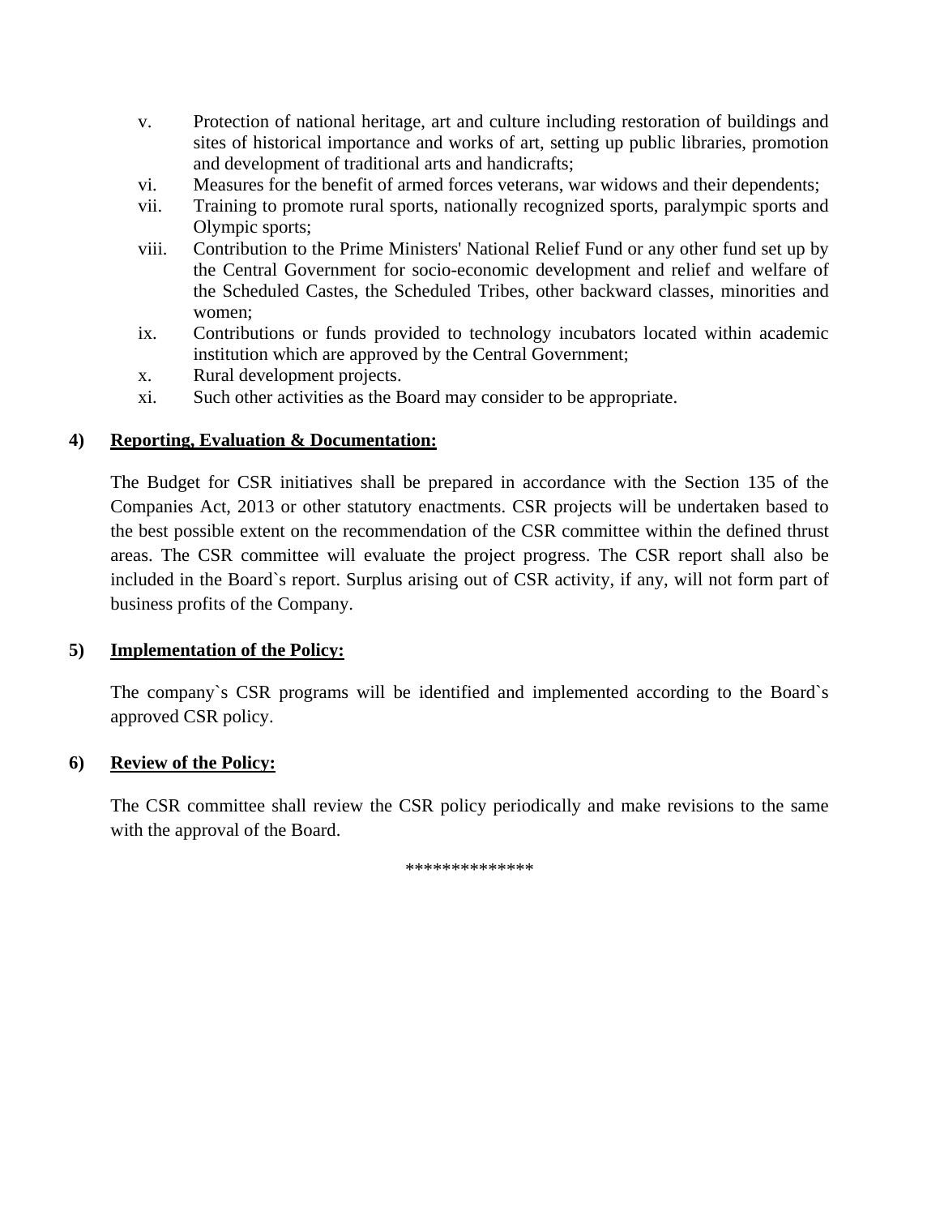v. Protection of national heritage, art and culture including restoration of buildings and sites of historical importance and works of art, setting up public libraries, promotion and development of traditional arts and handicrafts;

vi. Measures for the benefit of armed forces veterans, war widows and their dependents;

vii. Training to promote rural sports, nationally recognized sports, paralympic sports and Olympic sports;

viii. Contribution to the Prime Ministers' National Relief Fund or any other fund set up by the Central Government for socio-economic development and relief and welfare of the Scheduled Castes, the Scheduled Tribes, other backward classes, minorities and women;

ix. Contributions or funds provided to technology incubators located within academic institution which are approved by the Central Government;

x. Rural development projects.

xi. Such other activities as the Board may consider to be appropriate.

**4) Reporting, Evaluation & Documentation:**

The Budget for CSR initiatives shall be prepared in accordance with the Section 135 of the Companies Act, 2013 or other statutory enactments. CSR projects will be undertaken based to the best possible extent on the recommendation of the CSR committee within the defined thrust areas. The CSR committee will evaluate the project progress. The CSR report shall also be included in the Board`s report. Surplus arising out of CSR activity, if any, will not form part of business profits of the Company.

**5) Implementation of the Policy:**

The company`s CSR programs will be identified and implemented according to the Board`s approved CSR policy.

**6) Review of the Policy:**

The CSR committee shall review the CSR policy periodically and make revisions to the same with the approval of the Board.

**************